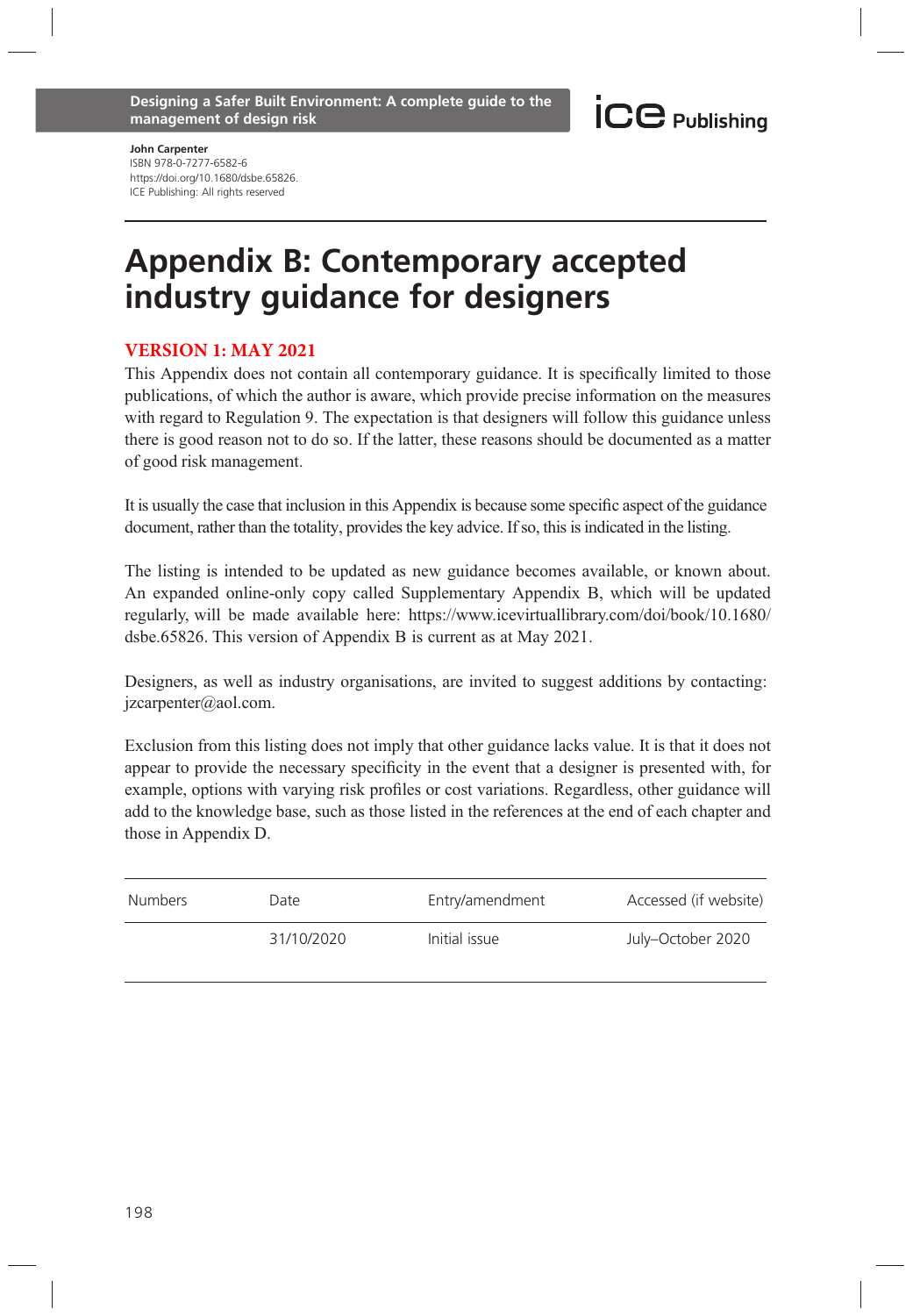Designing a Safer Built Environment: A complete guide to the management of design risk

**John Carpenter**
ISBN 978-0-7277-6582-6
https://doi.org/10.1680/dsbe.65826.
ICE Publishing: All rights reserved

# Appendix B: Contemporary accepted industry guidance for designers

## VERSION 1: MAY 2021

This Appendix does not contain all contemporary guidance. It is specifically limited to those publications, of which the author is aware, which provide precise information on the measures with regard to Regulation 9. The expectation is that designers will follow this guidance unless there is good reason not to do so. If the latter, these reasons should be documented as a matter of good risk management.

It is usually the case that inclusion in this Appendix is because some specific aspect of the guidance document, rather than the totality, provides the key advice. If so, this is indicated in the listing.

The listing is intended to be updated as new guidance becomes available, or known about. An expanded online-only copy called Supplementary Appendix B, which will be updated regularly, will be made available here: https://www.icevirtuallibrary.com/doi/book/10.1680/dsbe.65826. This version of Appendix B is current as at May 2021.

Designers, as well as industry organisations, are invited to suggest additions by contacting: jzcarpenter@aol.com.

Exclusion from this listing does not imply that other guidance lacks value. It is that it does not appear to provide the necessary specificity in the event that a designer is presented with, for example, options with varying risk profiles or cost variations. Regardless, other guidance will add to the knowledge base, such as those listed in the references at the end of each chapter and those in Appendix D.

| Numbers | Date | Entry/amendment | Accessed (if website) |
|---|---|---|---|
| | 31/10/2020 | Initial issue | July–October 2020 |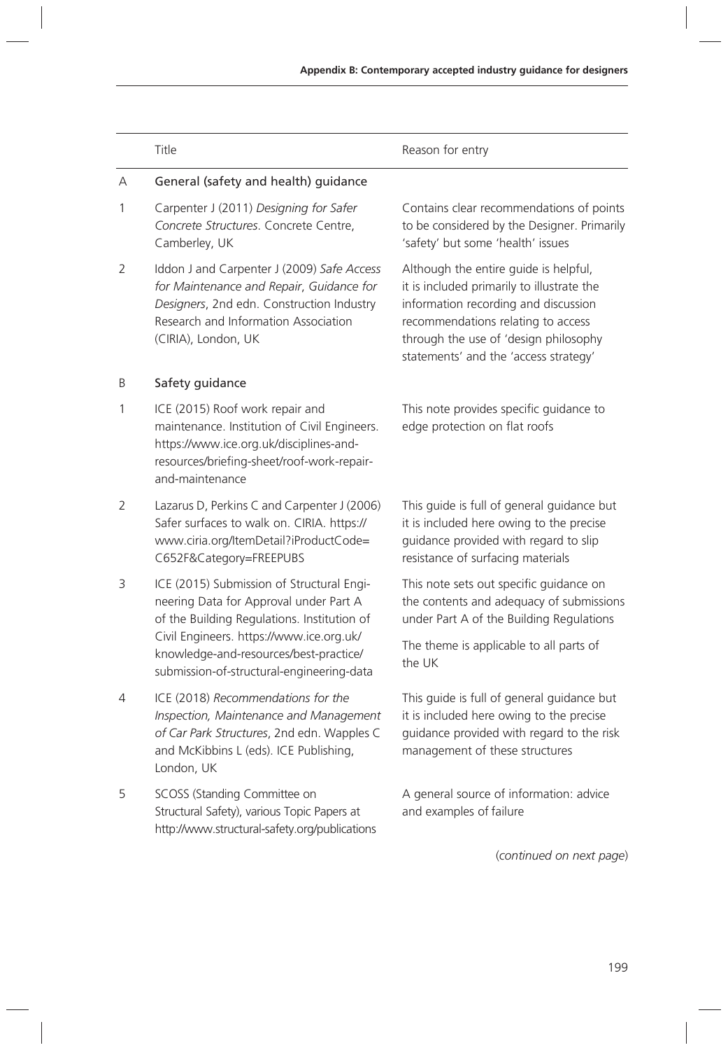|  | Title | Reason for entry |
|---|---|---|
| A | General (safety and health) guidance | |
| 1 | Carpenter J (2011) *Designing for Safer Concrete Structures*. Concrete Centre, Camberley, UK | Contains clear recommendations of points to be considered by the Designer. Primarily 'safety' but some 'health' issues |
| 2 | Iddon J and Carpenter J (2009) *Safe Access for Maintenance and Repair*, *Guidance for Designers*, 2nd edn. Construction Industry Research and Information Association (CIRIA), London, UK | Although the entire guide is helpful, it is included primarily to illustrate the information recording and discussion recommendations relating to access through the use of 'design philosophy statements' and the 'access strategy' |
| B | Safety guidance | |
| 1 | ICE (2015) Roof work repair and maintenance. Institution of Civil Engineers. https://www.ice.org.uk/disciplines-and-resources/briefing-sheet/roof-work-repair-and-maintenance | This note provides specific guidance to edge protection on flat roofs |
| 2 | Lazarus D, Perkins C and Carpenter J (2006) Safer surfaces to walk on. CIRIA. https://www.ciria.org/ItemDetail?iProductCode=C652F&Category=FREEPUBS | This guide is full of general guidance but it is included here owing to the precise guidance provided with regard to slip resistance of surfacing materials |
| 3 | ICE (2015) Submission of Structural Engineering Data for Approval under Part A of the Building Regulations. Institution of Civil Engineers. https://www.ice.org.uk/knowledge-and-resources/best-practice/submission-of-structural-engineering-data | This note sets out specific guidance on the contents and adequacy of submissions under Part A of the Building Regulations<br><br>The theme is applicable to all parts of the UK |
| 4 | ICE (2018) *Recommendations for the Inspection, Maintenance and Management of Car Park Structures*, 2nd edn. Wapples C and McKibbins L (eds). ICE Publishing, London, UK | This guide is full of general guidance but it is included here owing to the precise guidance provided with regard to the risk management of these structures |
| 5 | SCOSS (Standing Committee on Structural Safety), various Topic Papers at http://www.structural-safety.org/publications | A general source of information: advice and examples of failure |

(*continued on next page*)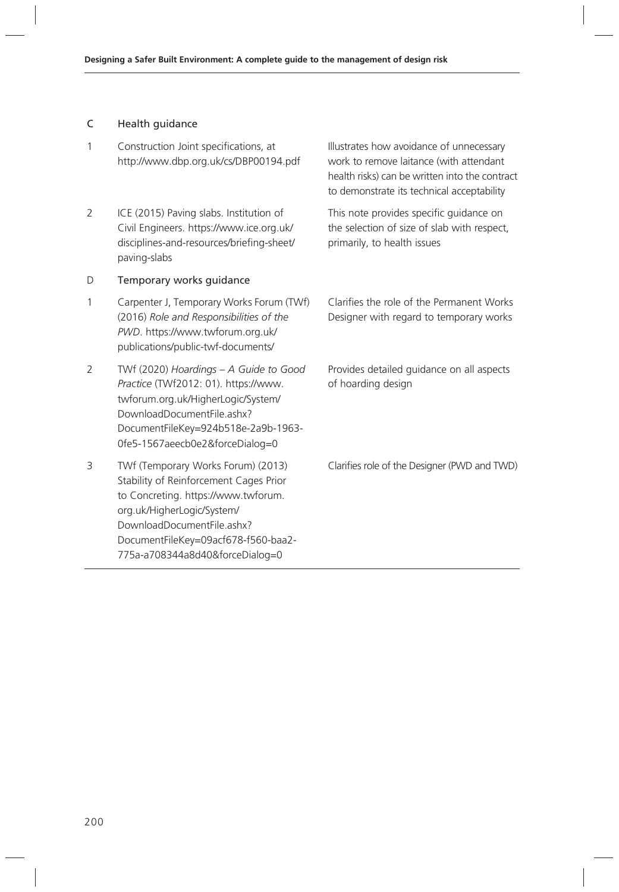| | | |
|---|---|---|
| C | Health guidance | |
| 1 | Construction Joint specifications, at http://www.dbp.org.uk/cs/DBP00194.pdf | Illustrates how avoidance of unnecessary work to remove laitance (with attendant health risks) can be written into the contract to demonstrate its technical acceptability |
| 2 | ICE (2015) Paving slabs. Institution of Civil Engineers. https://www.ice.org.uk/disciplines-and-resources/briefing-sheet/paving-slabs | This note provides specific guidance on the selection of size of slab with respect, primarily, to health issues |
| D | Temporary works guidance | |
| 1 | Carpenter J, Temporary Works Forum (TWf) (2016) *Role and Responsibilities of the PWD*. https://www.twforum.org.uk/publications/public-twf-documents/ | Clarifies the role of the Permanent Works Designer with regard to temporary works |
| 2 | TWf (2020) *Hoardings – A Guide to Good Practice* (TWf2012: 01). https://www.twforum.org.uk/HigherLogic/System/DownloadDocumentFile.ashx?DocumentFileKey=924b518e-2a9b-1963-0fe5-1567aeecb0e2&forceDialog=0 | Provides detailed guidance on all aspects of hoarding design |
| 3 | TWf (Temporary Works Forum) (2013) Stability of Reinforcement Cages Prior to Concreting. https://www.twforum.org.uk/HigherLogic/System/DownloadDocumentFile.ashx?DocumentFileKey=09acf678-f560-baa2-775a-a708344a8d40&forceDialog=0 | Clarifies role of the Designer (PWD and TWD) |